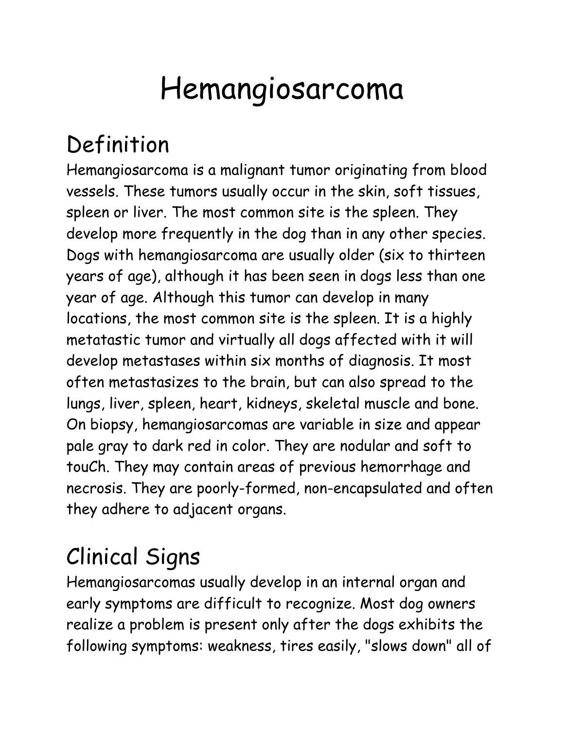# Hemangiosarcoma

## Definition

Hemangiosarcoma is a malignant tumor originating from blood vessels. These tumors usually occur in the skin, soft tissues, spleen or liver. The most common site is the spleen. They develop more frequently in the dog than in any other species. Dogs with hemangiosarcoma are usually older (six to thirteen years of age), although it has been seen in dogs less than one year of age. Although this tumor can develop in many locations, the most common site is the spleen. It is a highly metatastic tumor and virtually all dogs affected with it will develop metastases within six months of diagnosis. It most often metastasizes to the brain, but can also spread to the lungs, liver, spleen, heart, kidneys, skeletal muscle and bone. On biopsy, hemangiosarcomas are variable in size and appear pale gray to dark red in color. They are nodular and soft to touCh. They may contain areas of previous hemorrhage and necrosis. They are poorly-formed, non-encapsulated and often they adhere to adjacent organs.

## Clinical Signs

Hemangiosarcomas usually develop in an internal organ and early symptoms are difficult to recognize. Most dog owners realize a problem is present only after the dogs exhibits the following symptoms: weakness, tires easily, "slows down" all of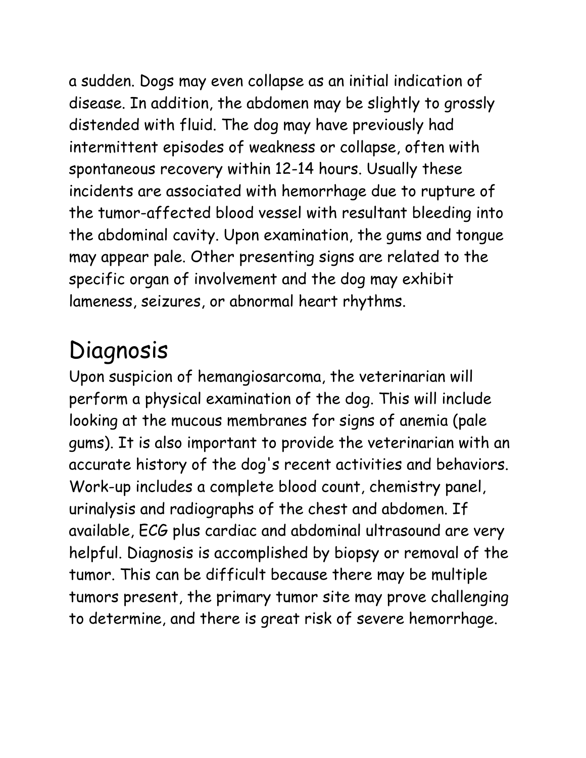a sudden. Dogs may even collapse as an initial indication of disease. In addition, the abdomen may be slightly to grossly distended with fluid. The dog may have previously had intermittent episodes of weakness or collapse, often with spontaneous recovery within 12-14 hours. Usually these incidents are associated with hemorrhage due to rupture of the tumor-affected blood vessel with resultant bleeding into the abdominal cavity. Upon examination, the gums and tongue may appear pale. Other presenting signs are related to the specific organ of involvement and the dog may exhibit lameness, seizures, or abnormal heart rhythms.

## Diagnosis

Upon suspicion of hemangiosarcoma, the veterinarian will perform a physical examination of the dog. This will include looking at the mucous membranes for signs of anemia (pale gums). It is also important to provide the veterinarian with an accurate history of the dog's recent activities and behaviors. Work-up includes a complete blood count, chemistry panel, urinalysis and radiographs of the chest and abdomen. If available, ECG plus cardiac and abdominal ultrasound are very helpful. Diagnosis is accomplished by biopsy or removal of the tumor. This can be difficult because there may be multiple tumors present, the primary tumor site may prove challenging to determine, and there is great risk of severe hemorrhage.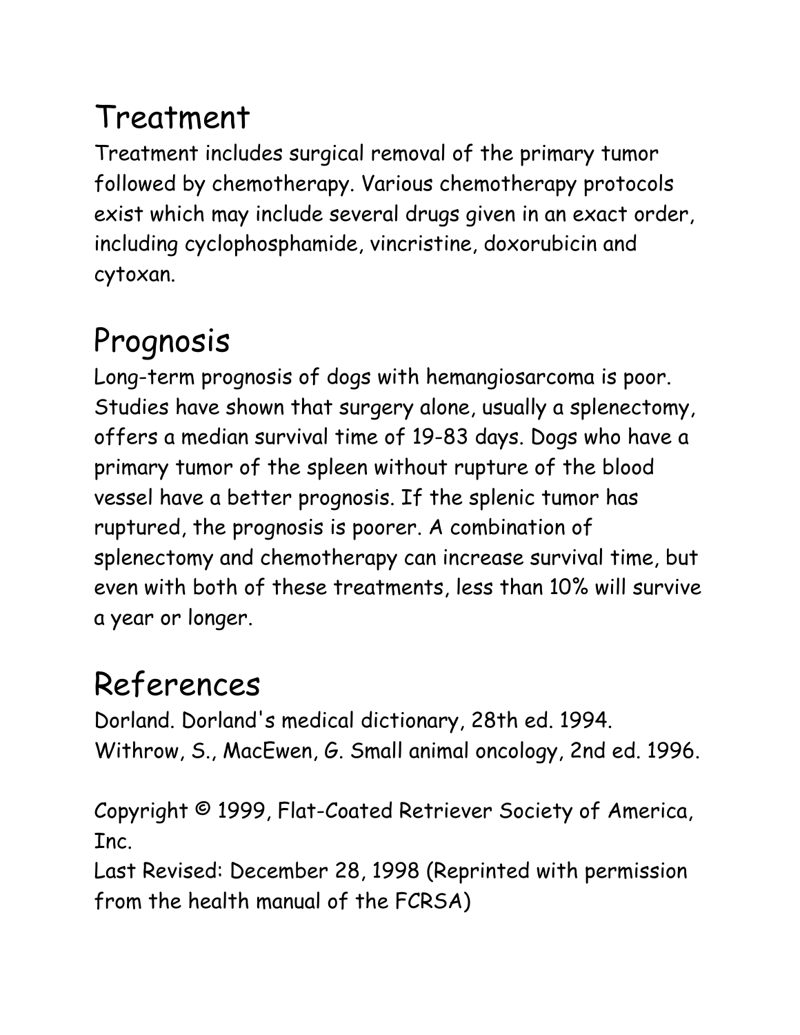## Treatment

Treatment includes surgical removal of the primary tumor followed by chemotherapy. Various chemotherapy protocols exist which may include several drugs given in an exact order, including cyclophosphamide, vincristine, doxorubicin and cytoxan.

## Prognosis

Long-term prognosis of dogs with hemangiosarcoma is poor. Studies have shown that surgery alone, usually a splenectomy, offers a median survival time of 19-83 days. Dogs who have a primary tumor of the spleen without rupture of the blood vessel have a better prognosis. If the splenic tumor has ruptured, the prognosis is poorer. A combination of splenectomy and chemotherapy can increase survival time, but even with both of these treatments, less than 10% will survive a year or longer.

## References

Dorland. Dorland's medical dictionary, 28th ed. 1994.
Withrow, S., MacEwen, G. Small animal oncology, 2nd ed. 1996.

Copyright © 1999, Flat-Coated Retriever Society of America, Inc.
Last Revised: December 28, 1998 (Reprinted with permission from the health manual of the FCRSA)